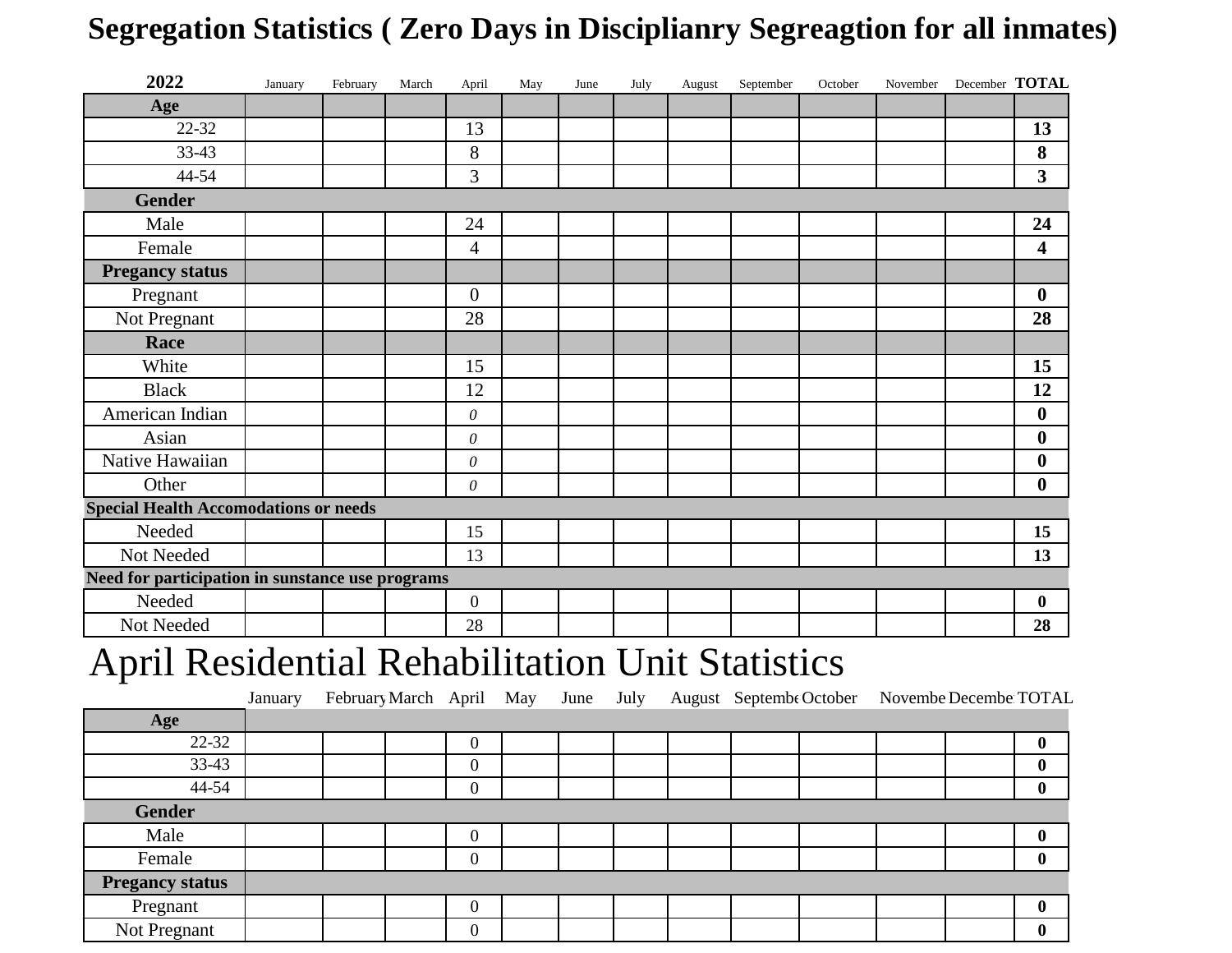# Segregation Statistics ( Zero Days in Disciplianry Segreagtion for all inmates)

| 2022 | January | February | March | April | May | June | July | August | September | October | November | December | TOTAL |
|---|---|---|---|---|---|---|---|---|---|---|---|---|---|
| **Age** | | | | | | | | | | | | | |
| 22-32 | | | | 13 | | | | | | | | | **13** |
| 33-43 | | | | 8 | | | | | | | | | **8** |
| 44-54 | | | | 3 | | | | | | | | | **3** |
| **Gender** | | | | | | | | | | | | | |
| Male | | | | 24 | | | | | | | | | **24** |
| Female | | | | 4 | | | | | | | | | **4** |
| **Pregancy status** | | | | | | | | | | | | | |
| Pregnant | | | | 0 | | | | | | | | | **0** |
| Not Pregnant | | | | 28 | | | | | | | | | **28** |
| **Race** | | | | | | | | | | | | | |
| White | | | | 15 | | | | | | | | | **15** |
| Black | | | | 12 | | | | | | | | | **12** |
| American Indian | | | | *0* | | | | | | | | | **0** |
| Asian | | | | *0* | | | | | | | | | **0** |
| Native Hawaiian | | | | *0* | | | | | | | | | **0** |
| Other | | | | *0* | | | | | | | | | **0** |
| **Special Health Accomodations or needs** | | | | | | | | | | | | | |
| Needed | | | | 15 | | | | | | | | | **15** |
| Not Needed | | | | 13 | | | | | | | | | **13** |
| **Need for participation in sunstance use programs** | | | | | | | | | | | | | |
| Needed | | | | 0 | | | | | | | | | **0** |
| Not Needed | | | | 28 | | | | | | | | | **28** |

# April Residential Rehabilitation Unit Statistics

| | January | February | March | April | May | June | July | August | September | October | November | December | TOTAL |
|---|---|---|---|---|---|---|---|---|---|---|---|---|---|
| **Age** | | | | | | | | | | | | | |
| 22-32 | | | | 0 | | | | | | | | | **0** |
| 33-43 | | | | 0 | | | | | | | | | **0** |
| 44-54 | | | | 0 | | | | | | | | | **0** |
| **Gender** | | | | | | | | | | | | | |
| Male | | | | 0 | | | | | | | | | **0** |
| Female | | | | 0 | | | | | | | | | **0** |
| **Pregancy status** | | | | | | | | | | | | | |
| Pregnant | | | | 0 | | | | | | | | | **0** |
| Not Pregnant | | | | 0 | | | | | | | | | **0** |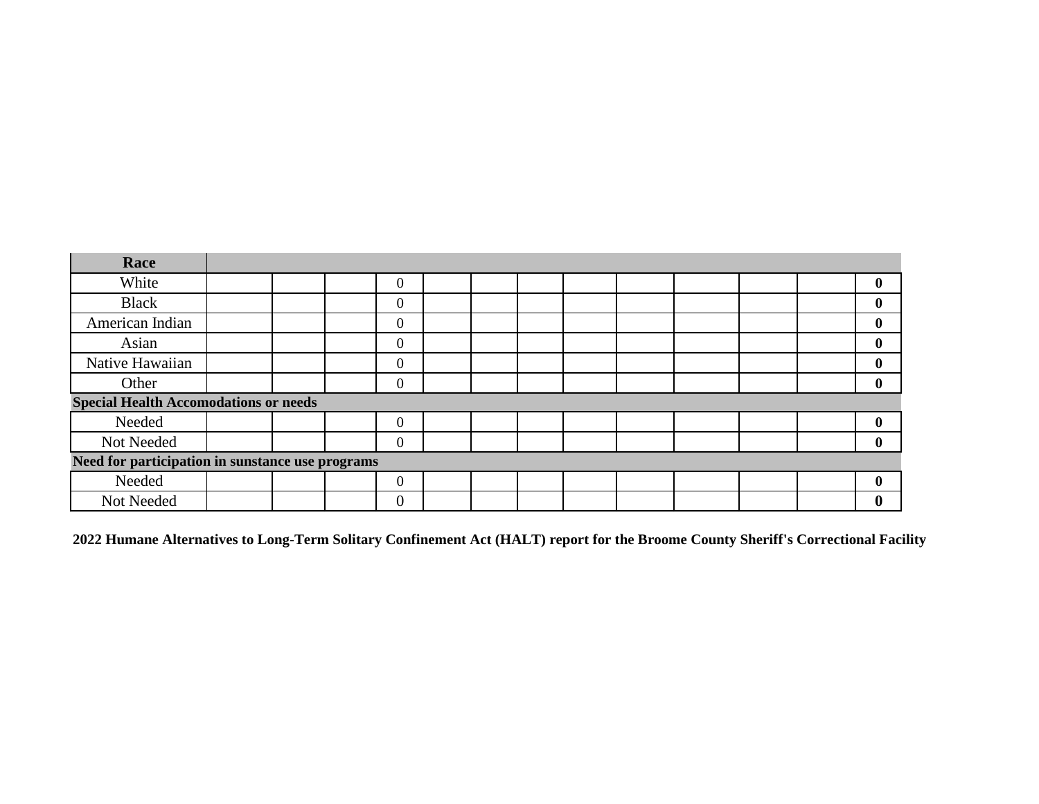| Race | | | | | | | | | | | | | |
|---|---|---|---|---|---|---|---|---|---|---|---|---|---|
| White | | | | 0 | | | | | | | | | **0** |
| Black | | | | 0 | | | | | | | | | **0** |
| American Indian | | | | 0 | | | | | | | | | **0** |
| Asian | | | | 0 | | | | | | | | | **0** |
| Native Hawaiian | | | | 0 | | | | | | | | | **0** |
| Other | | | | 0 | | | | | | | | | **0** |
| **Special Health Accomodations or needs** | | | | | | | | | | | | | |
| Needed | | | | 0 | | | | | | | | | **0** |
| Not Needed | | | | 0 | | | | | | | | | **0** |
| **Need for participation in sunstance use programs** | | | | | | | | | | | | | |
| Needed | | | | 0 | | | | | | | | | **0** |
| Not Needed | | | | 0 | | | | | | | | | **0** |

**2022 Humane Alternatives to Long-Term Solitary Confinement Act (HALT) report for the Broome County Sheriff's Correctional Facility**